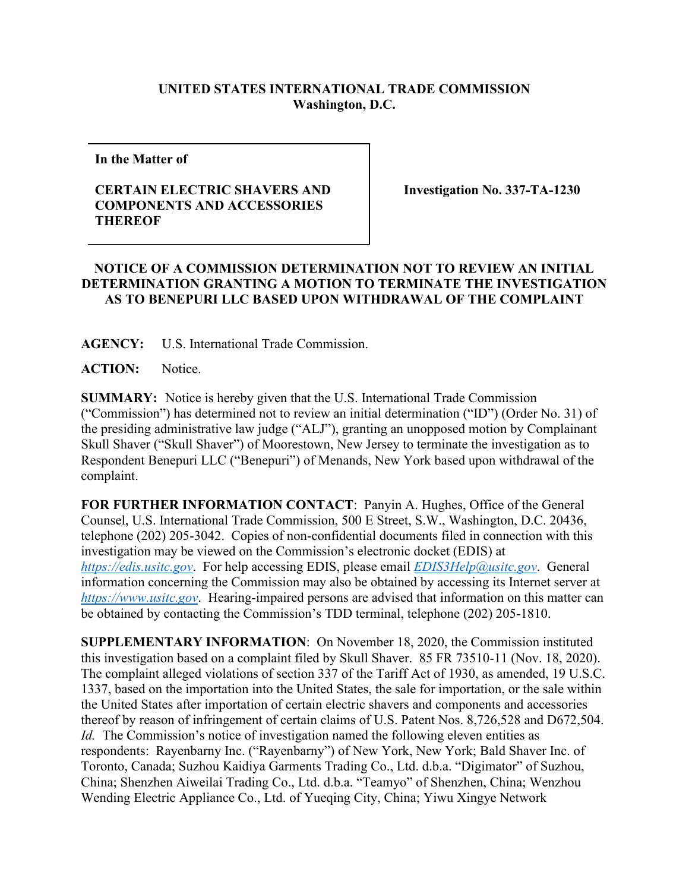**UNITED STATES INTERNATIONAL TRADE COMMISSION**
**Washington, D.C.**

| **In the Matter of**<br><br>**CERTAIN ELECTRIC SHAVERS AND COMPONENTS AND ACCESSORIES THEREOF** | **Investigation No. 337-TA-1230** |
|---|---|

**NOTICE OF A COMMISSION DETERMINATION NOT TO REVIEW AN INITIAL DETERMINATION GRANTING A MOTION TO TERMINATE THE INVESTIGATION AS TO BENEPURI LLC BASED UPON WITHDRAWAL OF THE COMPLAINT**

**AGENCY:** U.S. International Trade Commission.

**ACTION:** Notice.

**SUMMARY:** Notice is hereby given that the U.S. International Trade Commission ("Commission") has determined not to review an initial determination ("ID") (Order No. 31) of the presiding administrative law judge ("ALJ"), granting an unopposed motion by Complainant Skull Shaver ("Skull Shaver") of Moorestown, New Jersey to terminate the investigation as to Respondent Benepuri LLC ("Benepuri") of Menands, New York based upon withdrawal of the complaint.

**FOR FURTHER INFORMATION CONTACT**: Panyin A. Hughes, Office of the General Counsel, U.S. International Trade Commission, 500 E Street, S.W., Washington, D.C. 20436, telephone (202) 205-3042. Copies of non-confidential documents filed in connection with this investigation may be viewed on the Commission's electronic docket (EDIS) at *https://edis.usitc.gov*. For help accessing EDIS, please email *EDIS3Help@usitc.gov*. General information concerning the Commission may also be obtained by accessing its Internet server at *https://www.usitc.gov*. Hearing-impaired persons are advised that information on this matter can be obtained by contacting the Commission's TDD terminal, telephone (202) 205-1810.

**SUPPLEMENTARY INFORMATION**: On November 18, 2020, the Commission instituted this investigation based on a complaint filed by Skull Shaver. 85 FR 73510-11 (Nov. 18, 2020). The complaint alleged violations of section 337 of the Tariff Act of 1930, as amended, 19 U.S.C. 1337, based on the importation into the United States, the sale for importation, or the sale within the United States after importation of certain electric shavers and components and accessories thereof by reason of infringement of certain claims of U.S. Patent Nos. 8,726,528 and D672,504. *Id.* The Commission's notice of investigation named the following eleven entities as respondents: Rayenbarny Inc. ("Rayenbarny") of New York, New York; Bald Shaver Inc. of Toronto, Canada; Suzhou Kaidiya Garments Trading Co., Ltd. d.b.a. "Digimator" of Suzhou, China; Shenzhen Aiweilai Trading Co., Ltd. d.b.a. "Teamyo" of Shenzhen, China; Wenzhou Wending Electric Appliance Co., Ltd. of Yueqing City, China; Yiwu Xingye Network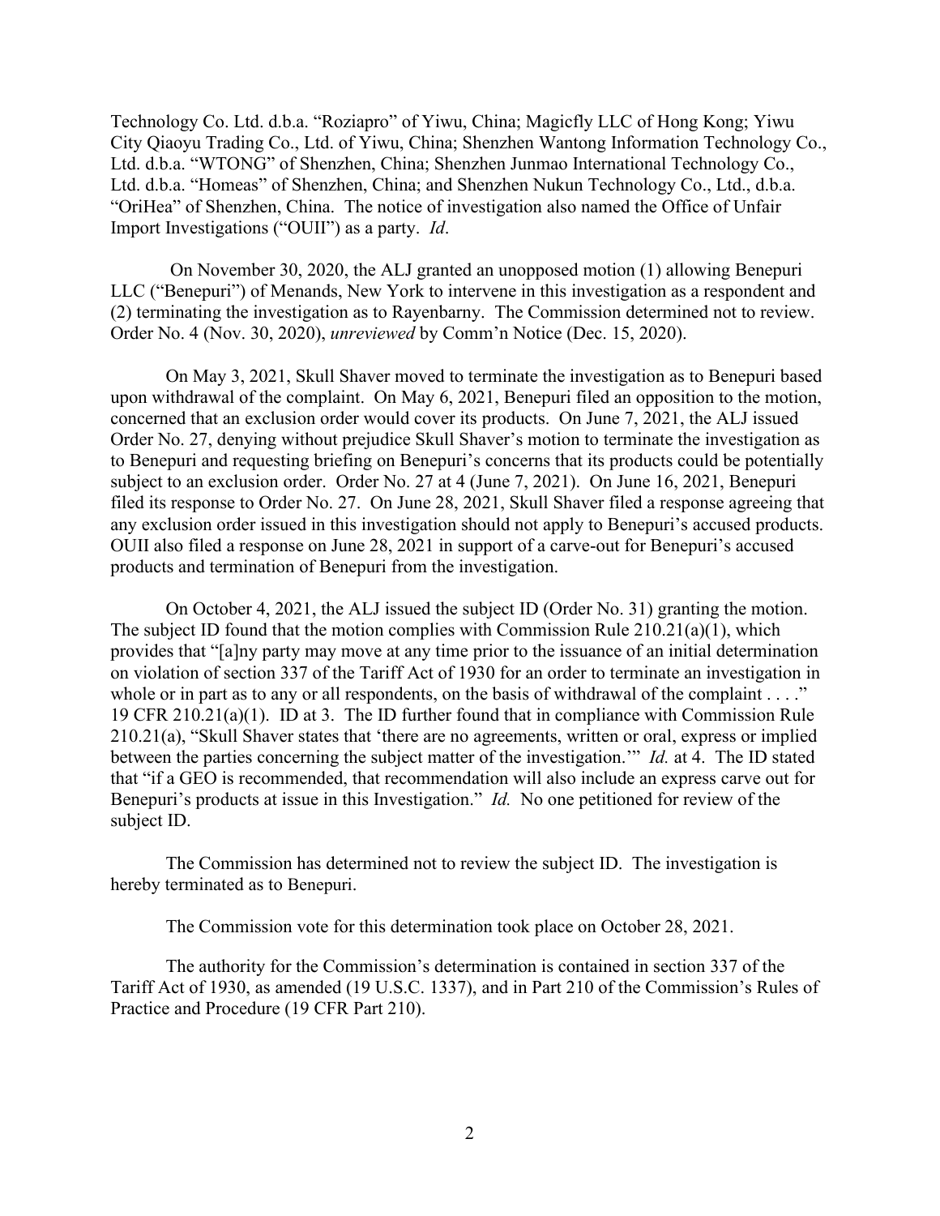Technology Co. Ltd. d.b.a. "Roziapro" of Yiwu, China; Magicfly LLC of Hong Kong; Yiwu City Qiaoyu Trading Co., Ltd. of Yiwu, China; Shenzhen Wantong Information Technology Co., Ltd. d.b.a. "WTONG" of Shenzhen, China; Shenzhen Junmao International Technology Co., Ltd. d.b.a. "Homeas" of Shenzhen, China; and Shenzhen Nukun Technology Co., Ltd., d.b.a. "OriHea" of Shenzhen, China. The notice of investigation also named the Office of Unfair Import Investigations ("OUII") as a party. *Id*.

On November 30, 2020, the ALJ granted an unopposed motion (1) allowing Benepuri LLC ("Benepuri") of Menands, New York to intervene in this investigation as a respondent and (2) terminating the investigation as to Rayenbarny. The Commission determined not to review. Order No. 4 (Nov. 30, 2020), *unreviewed* by Comm'n Notice (Dec. 15, 2020).

On May 3, 2021, Skull Shaver moved to terminate the investigation as to Benepuri based upon withdrawal of the complaint. On May 6, 2021, Benepuri filed an opposition to the motion, concerned that an exclusion order would cover its products. On June 7, 2021, the ALJ issued Order No. 27, denying without prejudice Skull Shaver's motion to terminate the investigation as to Benepuri and requesting briefing on Benepuri's concerns that its products could be potentially subject to an exclusion order. Order No. 27 at 4 (June 7, 2021). On June 16, 2021, Benepuri filed its response to Order No. 27. On June 28, 2021, Skull Shaver filed a response agreeing that any exclusion order issued in this investigation should not apply to Benepuri's accused products. OUII also filed a response on June 28, 2021 in support of a carve-out for Benepuri's accused products and termination of Benepuri from the investigation.

On October 4, 2021, the ALJ issued the subject ID (Order No. 31) granting the motion. The subject ID found that the motion complies with Commission Rule 210.21(a)(1), which provides that "[a]ny party may move at any time prior to the issuance of an initial determination on violation of section 337 of the Tariff Act of 1930 for an order to terminate an investigation in whole or in part as to any or all respondents, on the basis of withdrawal of the complaint . . . ." 19 CFR 210.21(a)(1). ID at 3. The ID further found that in compliance with Commission Rule 210.21(a), "Skull Shaver states that 'there are no agreements, written or oral, express or implied between the parties concerning the subject matter of the investigation.'" *Id.* at 4. The ID stated that "if a GEO is recommended, that recommendation will also include an express carve out for Benepuri's products at issue in this Investigation." *Id.* No one petitioned for review of the subject ID.

The Commission has determined not to review the subject ID. The investigation is hereby terminated as to Benepuri.

The Commission vote for this determination took place on October 28, 2021.

The authority for the Commission's determination is contained in section 337 of the Tariff Act of 1930, as amended (19 U.S.C. 1337), and in Part 210 of the Commission's Rules of Practice and Procedure (19 CFR Part 210).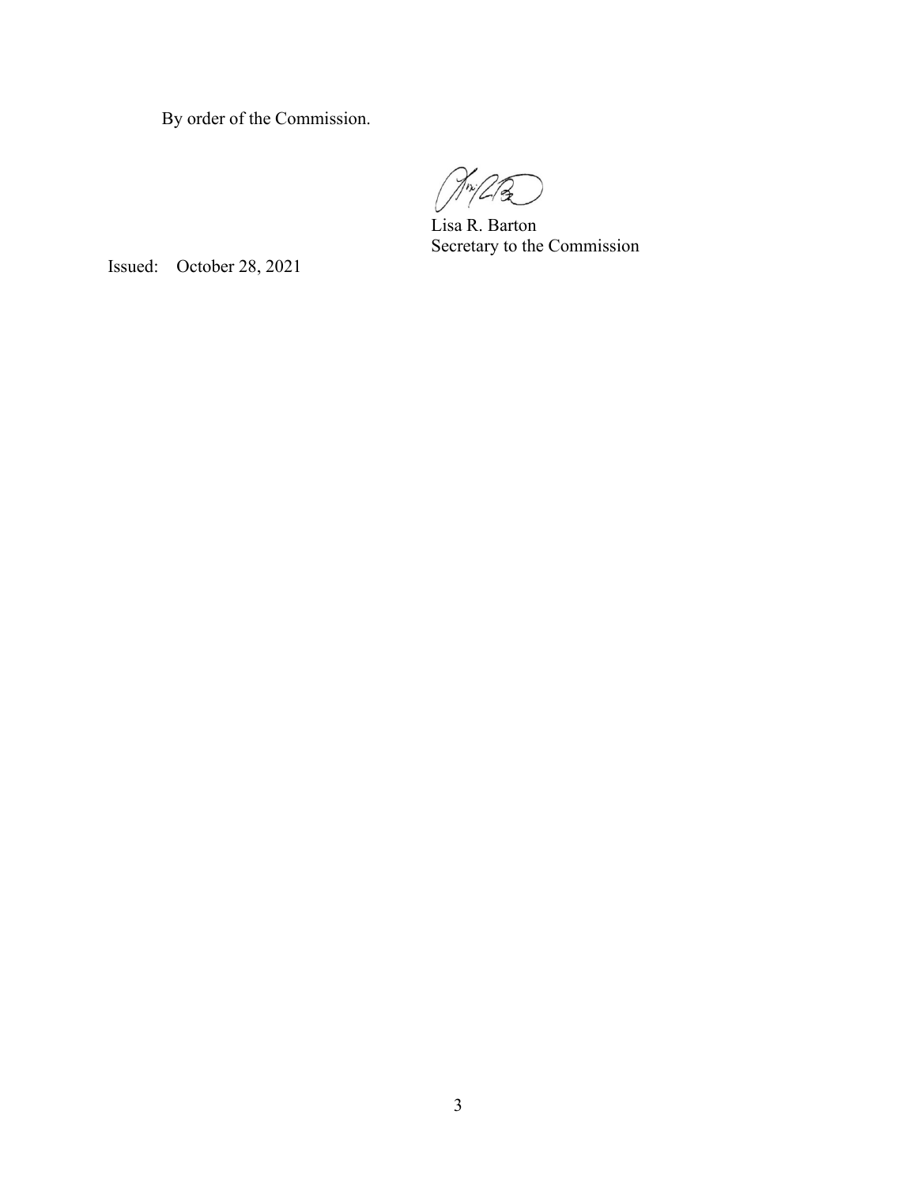By order of the Commission.

Lisa R. Barton
Secretary to the Commission

Issued: October 28, 2021